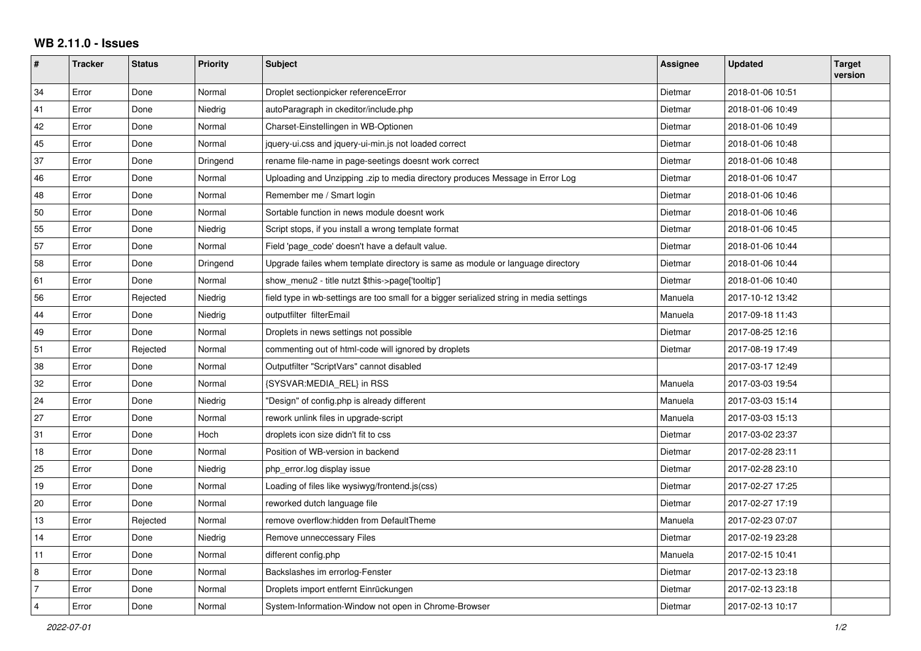# WB 2.11.0 - Issues

| # | Tracker | Status | Priority | Subject | Assignee | Updated | Target version |
|---|---|---|---|---|---|---|---|
| 34 | Error | Done | Normal | Droplet sectionpicker referenceError | Dietmar | 2018-01-06 10:51 | |
| 41 | Error | Done | Niedrig | autoParagraph in ckeditor/include.php | Dietmar | 2018-01-06 10:49 | |
| 42 | Error | Done | Normal | Charset-Einstellingen in WB-Optionen | Dietmar | 2018-01-06 10:49 | |
| 45 | Error | Done | Normal | jquery-ui.css and jquery-ui-min.js not loaded correct | Dietmar | 2018-01-06 10:48 | |
| 37 | Error | Done | Dringend | rename file-name in page-seetings doesnt work correct | Dietmar | 2018-01-06 10:48 | |
| 46 | Error | Done | Normal | Uploading and Unzipping .zip to media directory produces Message in Error Log | Dietmar | 2018-01-06 10:47 | |
| 48 | Error | Done | Normal | Remember me / Smart login | Dietmar | 2018-01-06 10:46 | |
| 50 | Error | Done | Normal | Sortable function in news module doesnt work | Dietmar | 2018-01-06 10:46 | |
| 55 | Error | Done | Niedrig | Script stops, if you install a wrong template format | Dietmar | 2018-01-06 10:45 | |
| 57 | Error | Done | Normal | Field 'page_code' doesn't have a default value. | Dietmar | 2018-01-06 10:44 | |
| 58 | Error | Done | Dringend | Upgrade failes whem template directory is same as module or language directory | Dietmar | 2018-01-06 10:44 | |
| 61 | Error | Done | Normal | show_menu2 - title nutzt $this->page['tooltip'] | Dietmar | 2018-01-06 10:40 | |
| 56 | Error | Rejected | Niedrig | field type in wb-settings are too small for a bigger serialized string in media settings | Manuela | 2017-10-12 13:42 | |
| 44 | Error | Done | Niedrig | outputfilter filterEmail | Manuela | 2017-09-18 11:43 | |
| 49 | Error | Done | Normal | Droplets in news settings not possible | Dietmar | 2017-08-25 12:16 | |
| 51 | Error | Rejected | Normal | commenting out of html-code will ignored by droplets | Dietmar | 2017-08-19 17:49 | |
| 38 | Error | Done | Normal | Outputfilter "ScriptVars" cannot disabled | | 2017-03-17 12:49 | |
| 32 | Error | Done | Normal | {SYSVAR:MEDIA_REL} in RSS | Manuela | 2017-03-03 19:54 | |
| 24 | Error | Done | Niedrig | "Design" of config.php is already different | Manuela | 2017-03-03 15:14 | |
| 27 | Error | Done | Normal | rework unlink files in upgrade-script | Manuela | 2017-03-03 15:13 | |
| 31 | Error | Done | Hoch | droplets icon size didn't fit to css | Dietmar | 2017-03-02 23:37 | |
| 18 | Error | Done | Normal | Position of WB-version in backend | Dietmar | 2017-02-28 23:11 | |
| 25 | Error | Done | Niedrig | php_error.log display issue | Dietmar | 2017-02-28 23:10 | |
| 19 | Error | Done | Normal | Loading of files like wysiwyg/frontend.js(css) | Dietmar | 2017-02-27 17:25 | |
| 20 | Error | Done | Normal | reworked dutch language file | Dietmar | 2017-02-27 17:19 | |
| 13 | Error | Rejected | Normal | remove overflow:hidden from DefaultTheme | Manuela | 2017-02-23 07:07 | |
| 14 | Error | Done | Niedrig | Remove unneccessary Files | Dietmar | 2017-02-19 23:28 | |
| 11 | Error | Done | Normal | different config.php | Manuela | 2017-02-15 10:41 | |
| 8 | Error | Done | Normal | Backslashes im errorlog-Fenster | Dietmar | 2017-02-13 23:18 | |
| 7 | Error | Done | Normal | Droplets import entfernt Einrückungen | Dietmar | 2017-02-13 23:18 | |
| 4 | Error | Done | Normal | System-Information-Window not open in Chrome-Browser | Dietmar | 2017-02-13 10:17 | |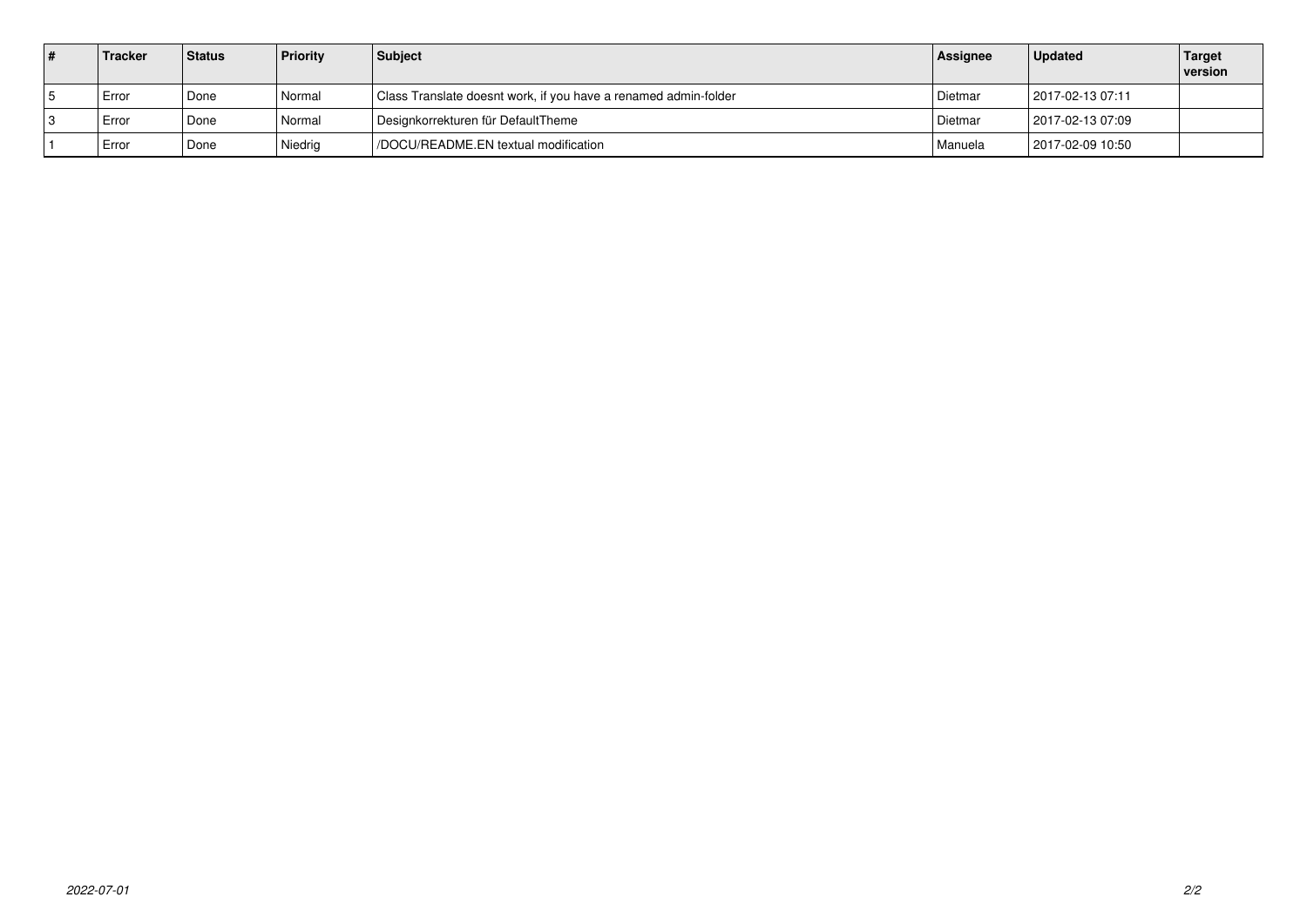| # | Tracker | Status | Priority | Subject | Assignee | Updated | Target version |
|---|---|---|---|---|---|---|---|
| 5 | Error | Done | Normal | Class Translate doesnt work, if you have a renamed admin-folder | Dietmar | 2017-02-13 07:11 | |
| 3 | Error | Done | Normal | Designkorrekturen für DefaultTheme | Dietmar | 2017-02-13 07:09 | |
| 1 | Error | Done | Niedrig | /DOCU/README.EN textual modification | Manuela | 2017-02-09 10:50 | |